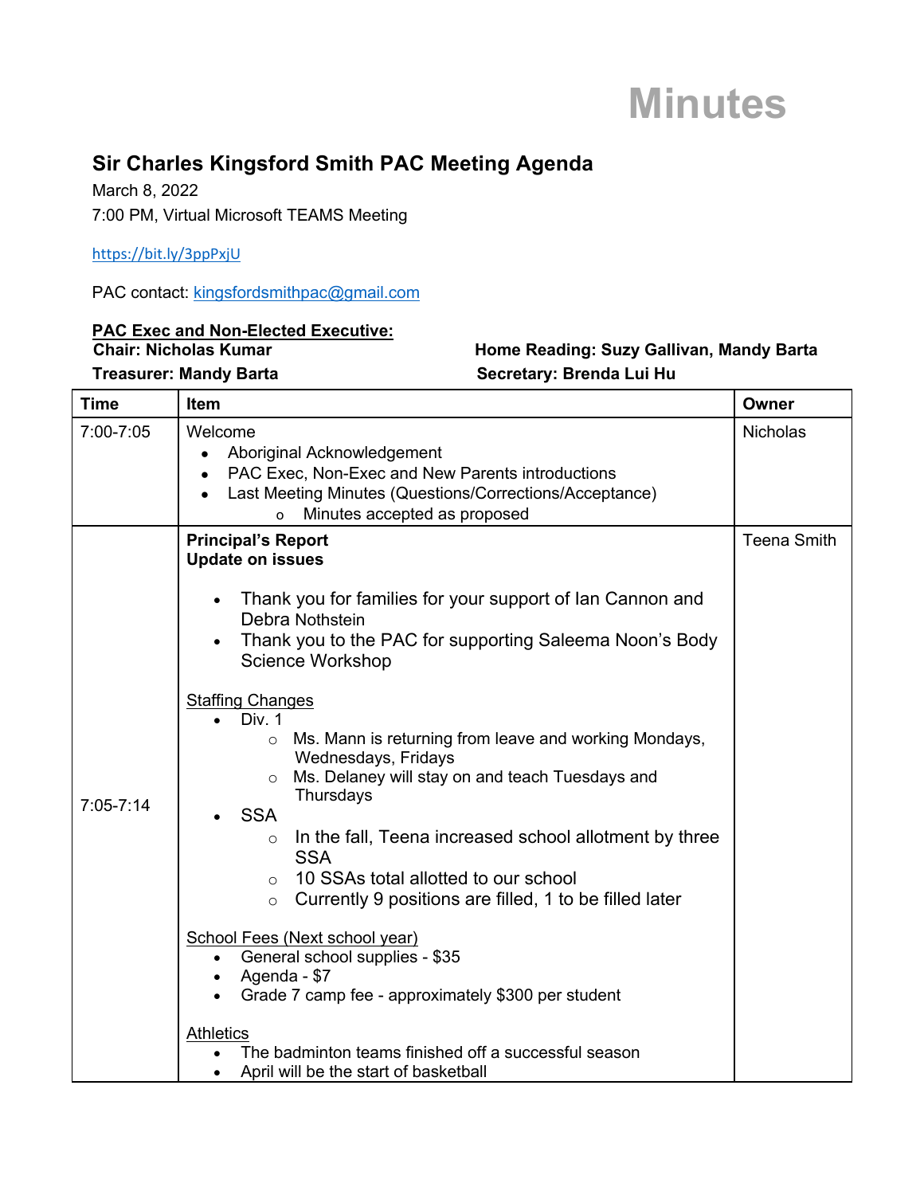# Minutes

## Sir Charles Kingsford Smith PAC Meeting Agenda

March 8, 2022

7:00 PM, Virtual Microsoft TEAMS Meeting

https://bit.ly/3ppPxjU

PAC contact: kingsfordsmithpac@gmail.com

**PAC Exec and Non-Elected Executive:**

**Chair: Nicholas Kumar**

**Treasurer: Mandy Barta**

**Home Reading: Suzy Gallivan, Mandy Barta**

**Secretary: Brenda Lui Hu**

| Time | Item | Owner |
|---|---|---|
| 7:00-7:05 | Welcome<br>• Aboriginal Acknowledgement<br>• PAC Exec, Non-Exec and New Parents introductions<br>• Last Meeting Minutes (Questions/Corrections/Acceptance)<br>  o Minutes accepted as proposed | Nicholas |
| 7:05-7:14 | **Principal's Report**<br>**Update on issues**<br>• Thank you for families for your support of Ian Cannon and Debra Nothstein<br>• Thank you to the PAC for supporting Saleema Noon's Body Science Workshop<br><br>Staffing Changes<br>• Div. 1<br>  o Ms. Mann is returning from leave and working Mondays, Wednesdays, Fridays<br>  o Ms. Delaney will stay on and teach Tuesdays and Thursdays<br>• SSA<br>  o In the fall, Teena increased school allotment by three SSA<br>  o 10 SSAs total allotted to our school<br>  o Currently 9 positions are filled, 1 to be filled later<br><br>School Fees (Next school year)<br>• General school supplies - $35<br>• Agenda - $7<br>• Grade 7 camp fee - approximately $300 per student<br><br>Athletics<br>• The badminton teams finished off a successful season<br>• April will be the start of basketball | Teena Smith |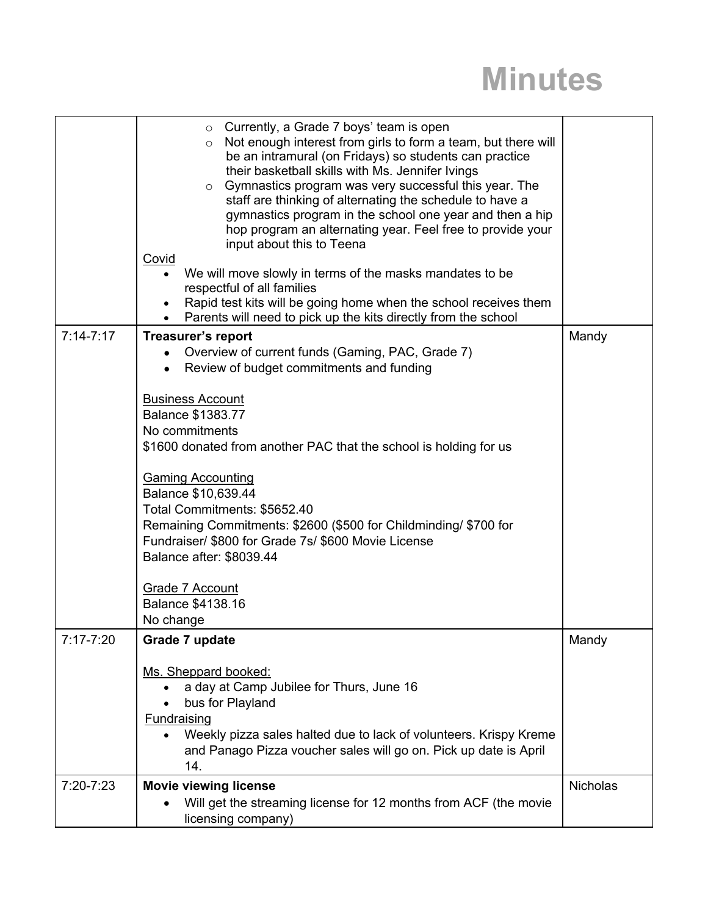# Minutes

| | | |
|---|---|---|
| | ◦ Currently, a Grade 7 boys' team is open<br>◦ Not enough interest from girls to form a team, but there will be an intramural (on Fridays) so students can practice their basketball skills with Ms. Jennifer Ivings<br>◦ Gymnastics program was very successful this year. The staff are thinking of alternating the schedule to have a gymnastics program in the school one year and then a hip hop program an alternating year. Feel free to provide your input about this to Teena<br><br><u>Covid</u><br>• We will move slowly in terms of the masks mandates to be respectful of all families<br>• Rapid test kits will be going home when the school receives them<br>• Parents will need to pick up the kits directly from the school | |
| 7:14-7:17 | **Treasurer's report**<br>• Overview of current funds (Gaming, PAC, Grade 7)<br>• Review of budget commitments and funding<br><br><u>Business Account</u><br>Balance $1383.77<br>No commitments<br>$1600 donated from another PAC that the school is holding for us<br><br><u>Gaming Accounting</u><br>Balance $10,639.44<br>Total Commitments: $5652.40<br>Remaining Commitments: $2600 ($500 for Childminding/ $700 for Fundraiser/ $800 for Grade 7s/ $600 Movie License<br>Balance after: $8039.44<br><br><u>Grade 7 Account</u><br>Balance $4138.16<br>No change | Mandy |
| 7:17-7:20 | **Grade 7 update**<br><br><u>Ms. Sheppard booked:</u><br>• a day at Camp Jubilee for Thurs, June 16<br>• bus for Playland<br><br><u>Fundraising</u><br>• Weekly pizza sales halted due to lack of volunteers. Krispy Kreme and Panago Pizza voucher sales will go on. Pick up date is April 14. | Mandy |
| 7:20-7:23 | **Movie viewing license**<br>• Will get the streaming license for 12 months from ACF (the movie licensing company) | Nicholas |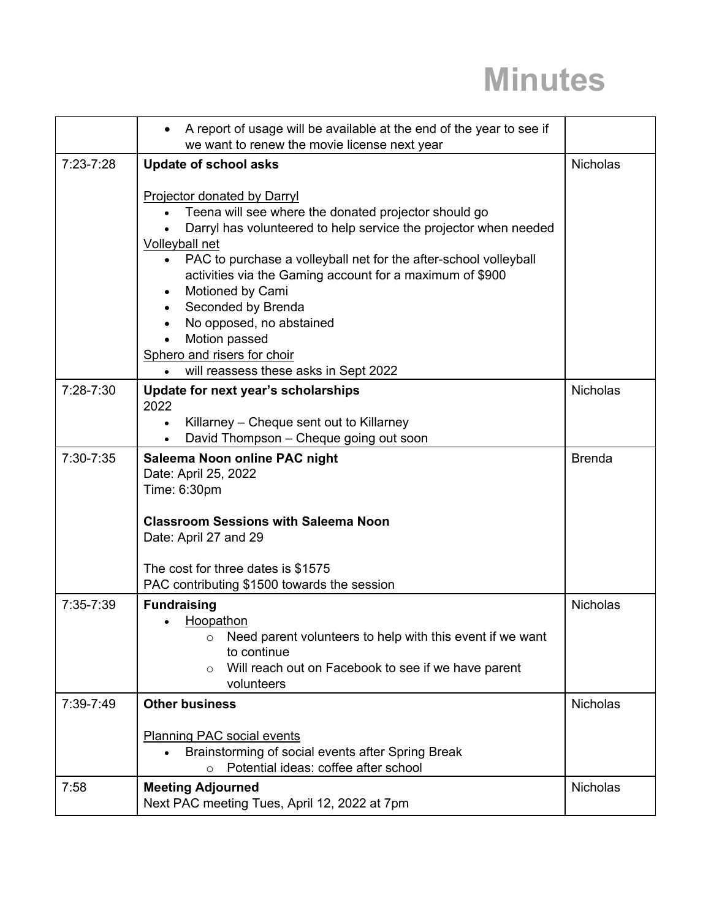# Minutes

| | | |
|---|---|---|
| | • A report of usage will be available at the end of the year to see if we want to renew the movie license next year | |
| 7:23-7:28 | **Update of school asks**<br><br>Projector donated by Darryl<br>• Teena will see where the donated projector should go<br>• Darryl has volunteered to help service the projector when needed<br>Volleyball net<br>• PAC to purchase a volleyball net for the after-school volleyball activities via the Gaming account for a maximum of $900<br>• Motioned by Cami<br>• Seconded by Brenda<br>• No opposed, no abstained<br>• Motion passed<br>Sphero and risers for choir<br>• will reassess these asks in Sept 2022 | Nicholas |
| 7:28-7:30 | **Update for next year's scholarships**<br>2022<br>• Killarney – Cheque sent out to Killarney<br>• David Thompson – Cheque going out soon | Nicholas |
| 7:30-7:35 | **Saleema Noon online PAC night**<br>Date: April 25, 2022<br>Time: 6:30pm<br><br>**Classroom Sessions with Saleema Noon**<br>Date: April 27 and 29<br><br>The cost for three dates is $1575<br>PAC contributing $1500 towards the session | Brenda |
| 7:35-7:39 | **Fundraising**<br>• Hoopathon<br>  ○ Need parent volunteers to help with this event if we want to continue<br>  ○ Will reach out on Facebook to see if we have parent volunteers | Nicholas |
| 7:39-7:49 | **Other business**<br><br>Planning PAC social events<br>• Brainstorming of social events after Spring Break<br>  ○ Potential ideas: coffee after school | Nicholas |
| 7:58 | **Meeting Adjourned**<br>Next PAC meeting Tues, April 12, 2022 at 7pm | Nicholas |